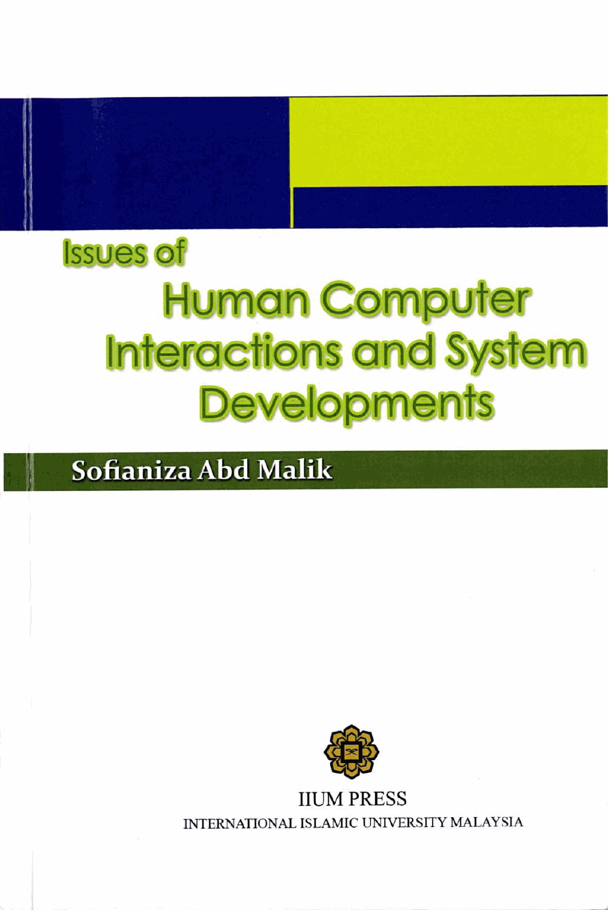# Issues of Human Computer Interactions and System Developments

**Sofianiza Abd Malik**

IIUM PRESS

INTERNATIONAL ISLAMIC UNIVERSITY MALAYSIA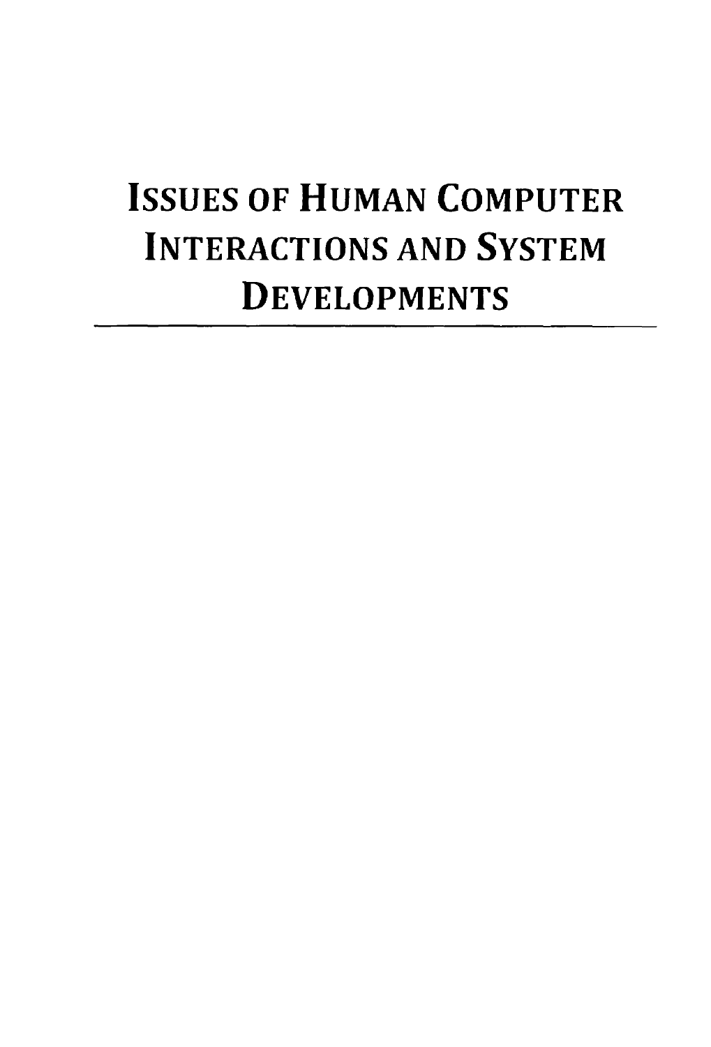# ISSUES OF HUMAN COMPUTER INTERACTIONS AND SYSTEM DEVELOPMENTS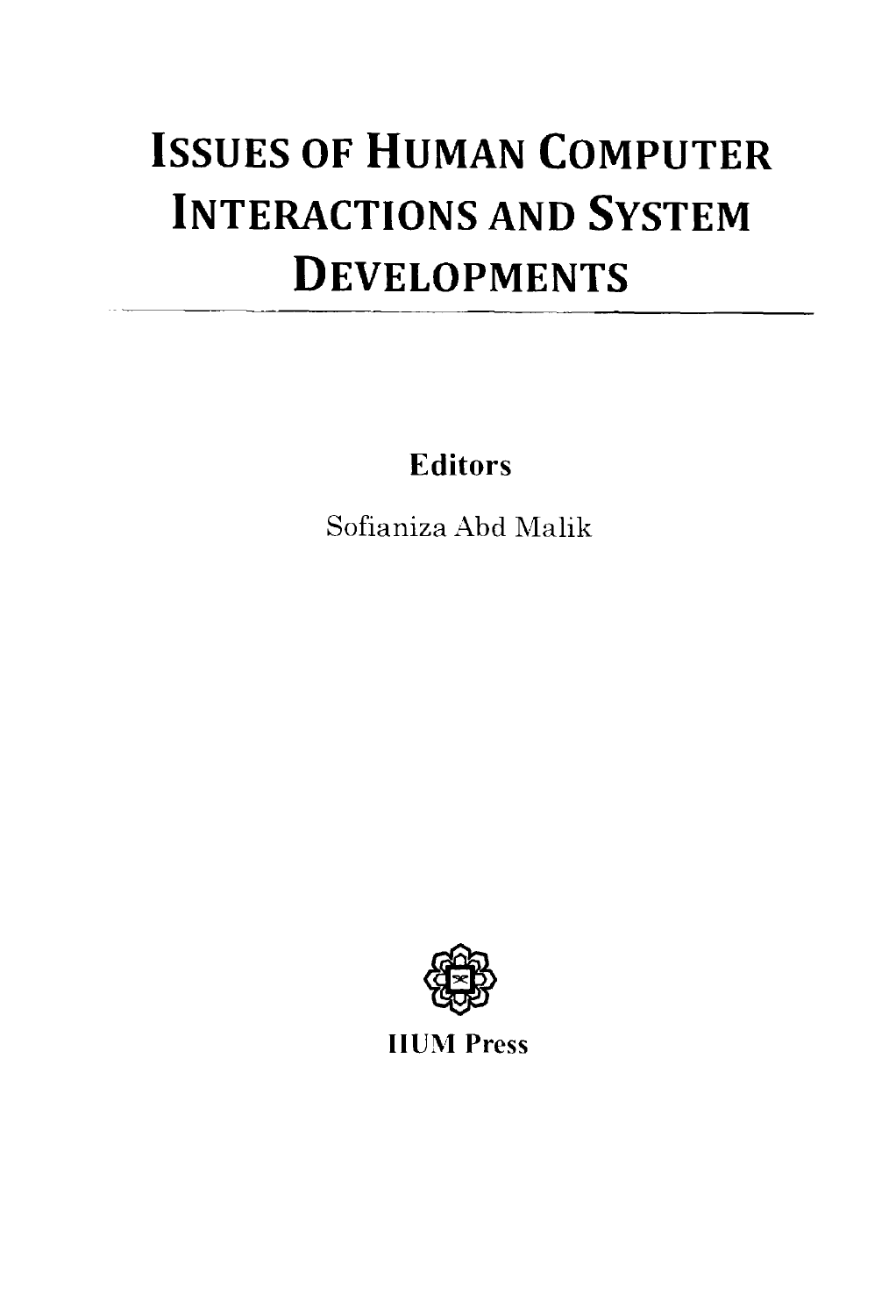# ISSUES OF HUMAN COMPUTER INTERACTIONS AND SYSTEM DEVELOPMENTS

**Editors**

Sofianiza Abd Malik

**IIUM Press**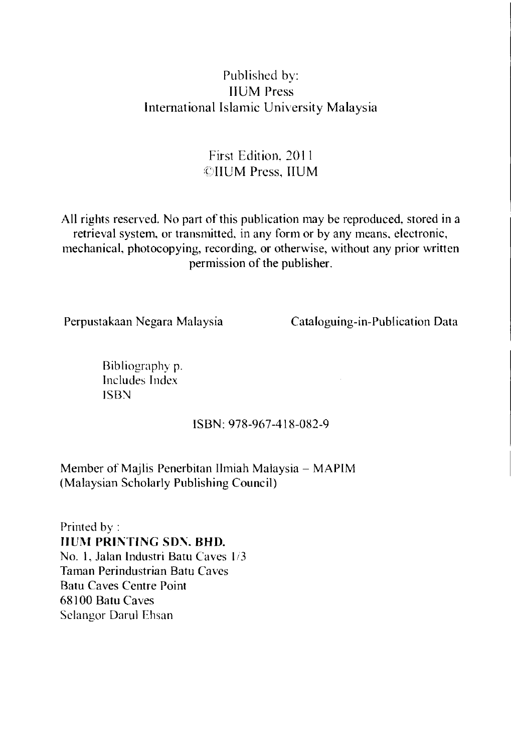Published by:
IIUM Press
International Islamic University Malaysia

First Edition, 2011
©IIUM Press, IIUM

All rights reserved. No part of this publication may be reproduced, stored in a retrieval system, or transmitted, in any form or by any means, electronic, mechanical, photocopying, recording, or otherwise, without any prior written permission of the publisher.

Perpustakaan Negara Malaysia Cataloguing-in-Publication Data

Bibliography p.
Includes Index
ISBN

ISBN: 978-967-418-082-9

Member of Majlis Penerbitan Ilmiah Malaysia – MAPIM
(Malaysian Scholarly Publishing Council)

Printed by :
**IIUM PRINTING SDN. BHD.**
No. 1, Jalan Industri Batu Caves 1/3
Taman Perindustrian Batu Caves
Batu Caves Centre Point
68100 Batu Caves
Selangor Darul Ehsan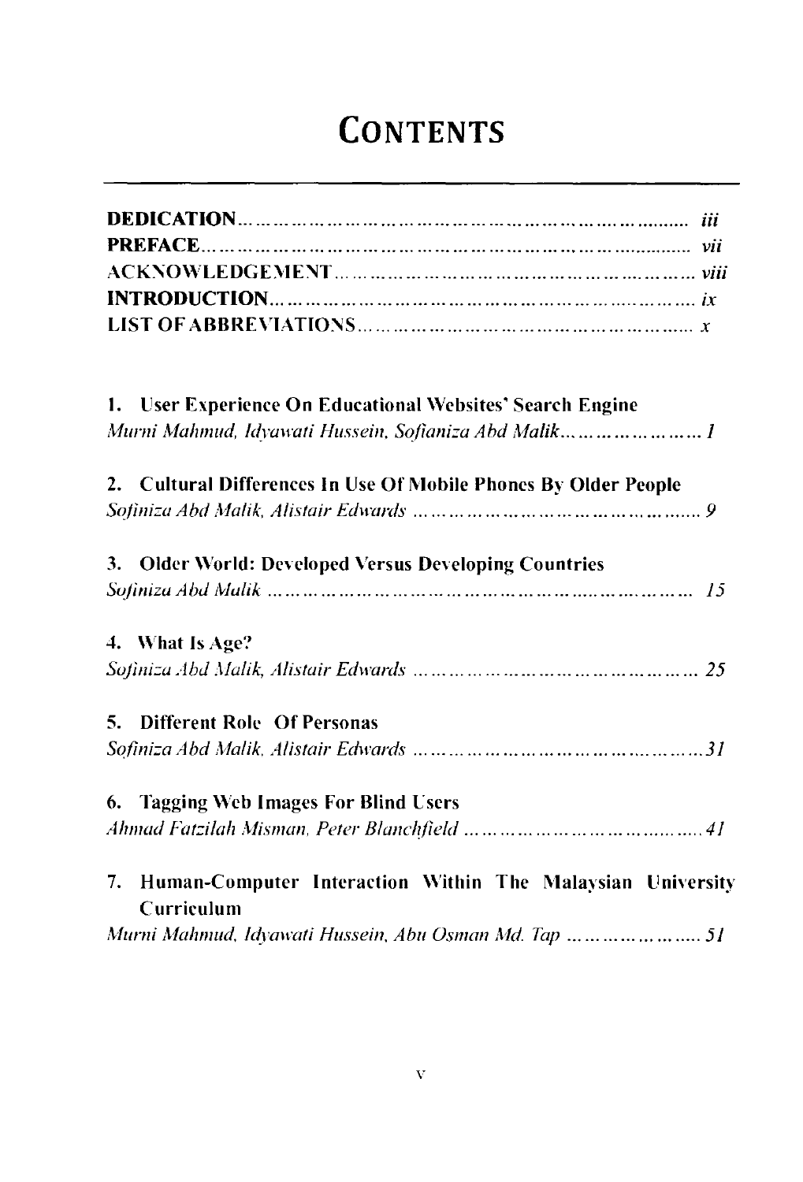# CONTENTS

**DEDICATION** ... *iii*
**PREFACE** ... *vii*
**ACKNOWLEDGEMENT** ... *viii*
**INTRODUCTION** ... *ix*
**LIST OF ABBREVIATIONS** ... *x*

**1. User Experience On Educational Websites' Search Engine**
*Murni Mahmud, Idyawati Hussein, Sofianiza Abd Malik* ... *1*

**2. Cultural Differences In Use Of Mobile Phones By Older People**
*Sofiniza Abd Malik, Alistair Edwards* ... *9*

**3. Older World: Developed Versus Developing Countries**
*Sofiniza Abd Malik* ... *15*

**4. What Is Age?**
*Sofiniza Abd Malik, Alistair Edwards* ... *25*

**5. Different Role Of Personas**
*Sofiniza Abd Malik, Alistair Edwards* ... *31*

**6. Tagging Web Images For Blind Users**
*Ahmad Fatzilah Misman, Peter Blanchfield* ... *41*

**7. Human-Computer Interaction Within The Malaysian University Curriculum**
*Murni Mahmud, Idyawati Hussein, Abu Osman Md. Tap* ... *51*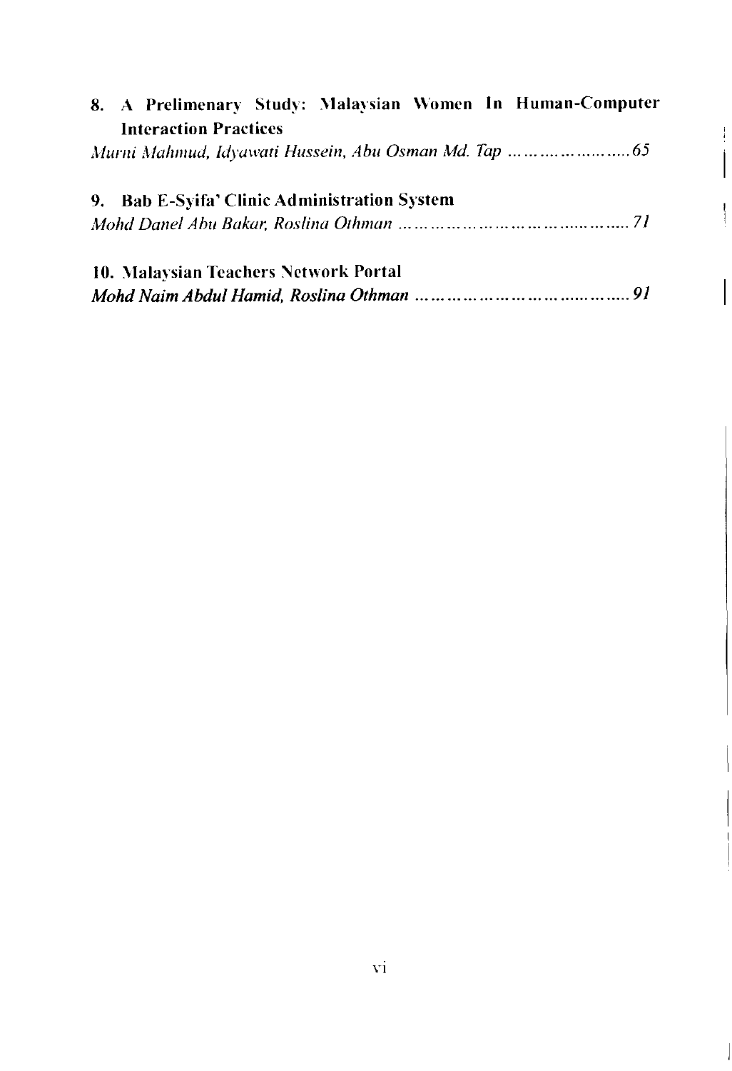**8. A Prelimenary Study: Malaysian Women In Human-Computer Interaction Practices**

*Murni Mahmud, Idyawati Hussein, Abu Osman Md. Tap* ........................65

**9. Bab E-Syifa' Clinic Administration System**

*Mohd Danel Abu Bakar, Roslina Othman* ..........................................71

**10. Malaysian Teachers Network Portal**

***Mohd Naim Abdul Hamid, Roslina Othman*** ..........................................***91***